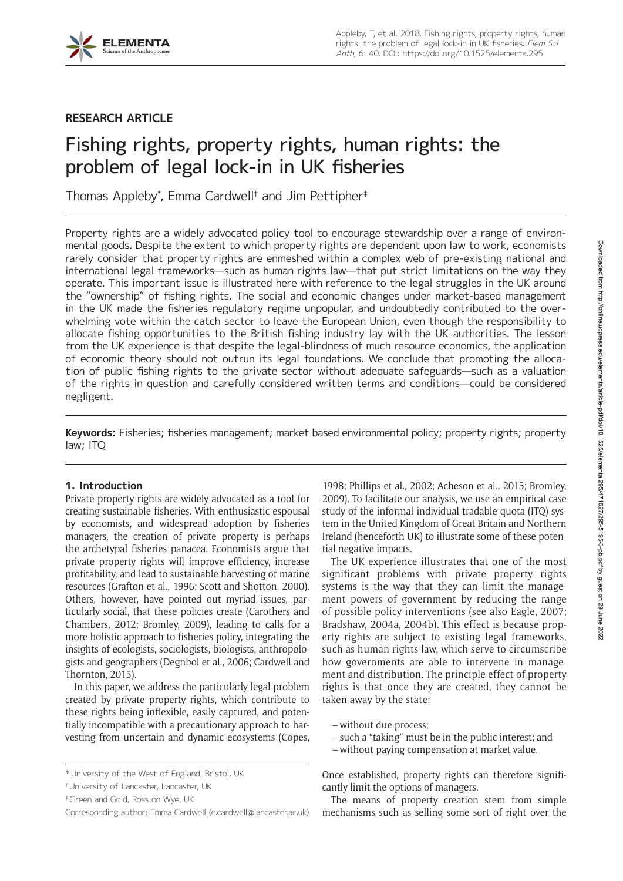RESEARCH ARTICLE

# Fishing rights, property rights, human rights: the problem of legal lock-in in UK fisheries

Thomas Appleby[*], Emma Cardwell[†] and Jim Pettipher[‡]

Property rights are a widely advocated policy tool to encourage stewardship over a range of environmental goods. Despite the extent to which property rights are dependent upon law to work, economists rarely consider that property rights are enmeshed within a complex web of pre-existing national and international legal frameworks—such as human rights law—that put strict limitations on the way they operate. This important issue is illustrated here with reference to the legal struggles in the UK around the "ownership" of fishing rights. The social and economic changes under market-based management in the UK made the fisheries regulatory regime unpopular, and undoubtedly contributed to the overwhelming vote within the catch sector to leave the European Union, even though the responsibility to allocate fishing opportunities to the British fishing industry lay with the UK authorities. The lesson from the UK experience is that despite the legal-blindness of much resource economics, the application of economic theory should not outrun its legal foundations. We conclude that promoting the allocation of public fishing rights to the private sector without adequate safeguards—such as a valuation of the rights in question and carefully considered written terms and conditions—could be considered negligent.

**Keywords:** Fisheries; fisheries management; market based environmental policy; property rights; property law; ITQ

## 1. Introduction

Private property rights are widely advocated as a tool for creating sustainable fisheries. With enthusiastic espousal by economists, and widespread adoption by fisheries managers, the creation of private property is perhaps the archetypal fisheries panacea. Economists argue that private property rights will improve efficiency, increase profitability, and lead to sustainable harvesting of marine resources (Grafton et al., 1996; Scott and Shotton, 2000). Others, however, have pointed out myriad issues, particularly social, that these policies create (Carothers and Chambers, 2012; Bromley, 2009), leading to calls for a more holistic approach to fisheries policy, integrating the insights of ecologists, sociologists, biologists, anthropologists and geographers (Degnbol et al., 2006; Cardwell and Thornton, 2015).

In this paper, we address the particularly legal problem created by private property rights, which contribute to these rights being inflexible, easily captured, and potentially incompatible with a precautionary approach to harvesting from uncertain and dynamic ecosystems (Copes, 1998; Phillips et al., 2002; Acheson et al., 2015; Bromley, 2009). To facilitate our analysis, we use an empirical case study of the informal individual tradable quota (ITQ) system in the United Kingdom of Great Britain and Northern Ireland (henceforth UK) to illustrate some of these potential negative impacts.

The UK experience illustrates that one of the most significant problems with private property rights systems is the way that they can limit the management powers of government by reducing the range of possible policy interventions (see also Eagle, 2007; Bradshaw, 2004a, 2004b). This effect is because property rights are subject to existing legal frameworks, such as human rights law, which serve to circumscribe how governments are able to intervene in management and distribution. The principle effect of property rights is that once they are created, they cannot be taken away by the state:

- without due process;
- such a "taking" must be in the public interest; and
- without paying compensation at market value.

Once established, property rights can therefore significantly limit the options of managers.

The means of property creation stem from simple mechanisms such as selling some sort of right over the

[*] University of the West of England, Bristol, UK

[†] University of Lancaster, Lancaster, UK

[‡] Green and Gold, Ross on Wye, UK

Corresponding author: Emma Cardwell (e.cardwell@lancaster.ac.uk)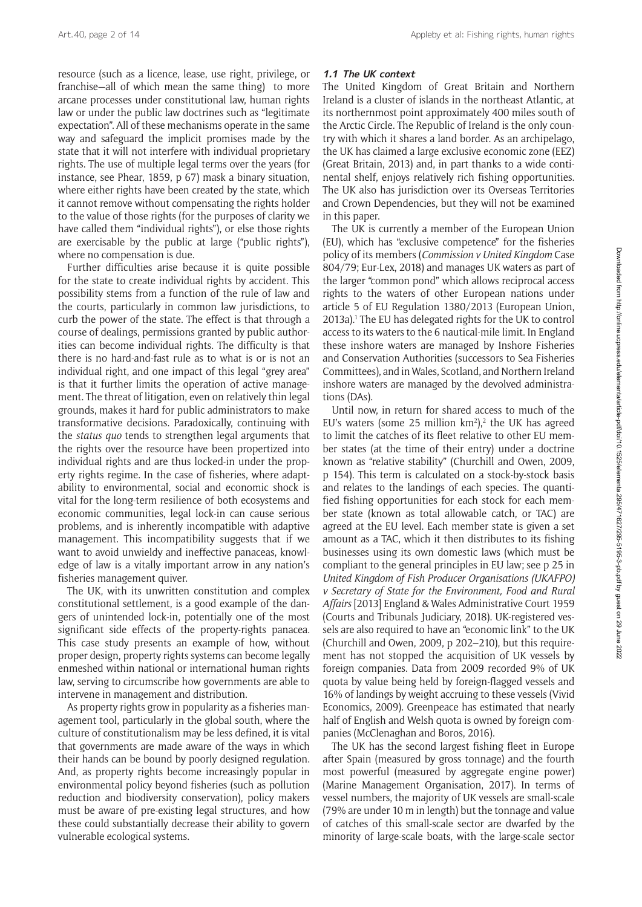resource (such as a licence, lease, use right, privilege, or franchise—all of which mean the same thing) to more arcane processes under constitutional law, human rights law or under the public law doctrines such as "legitimate expectation". All of these mechanisms operate in the same way and safeguard the implicit promises made by the state that it will not interfere with individual proprietary rights. The use of multiple legal terms over the years (for instance, see Phear, 1859, p 67) mask a binary situation, where either rights have been created by the state, which it cannot remove without compensating the rights holder to the value of those rights (for the purposes of clarity we have called them "individual rights"), or else those rights are exercisable by the public at large ("public rights"), where no compensation is due.

Further difficulties arise because it is quite possible for the state to create individual rights by accident. This possibility stems from a function of the rule of law and the courts, particularly in common law jurisdictions, to curb the power of the state. The effect is that through a course of dealings, permissions granted by public authorities can become individual rights. The difficulty is that there is no hard-and-fast rule as to what is or is not an individual right, and one impact of this legal "grey area" is that it further limits the operation of active management. The threat of litigation, even on relatively thin legal grounds, makes it hard for public administrators to make transformative decisions. Paradoxically, continuing with the *status quo* tends to strengthen legal arguments that the rights over the resource have been propertized into individual rights and are thus locked-in under the property rights regime. In the case of fisheries, where adaptability to environmental, social and economic shock is vital for the long-term resilience of both ecosystems and economic communities, legal lock-in can cause serious problems, and is inherently incompatible with adaptive management. This incompatibility suggests that if we want to avoid unwieldy and ineffective panaceas, knowledge of law is a vitally important arrow in any nation's fisheries management quiver.

The UK, with its unwritten constitution and complex constitutional settlement, is a good example of the dangers of unintended lock-in, potentially one of the most significant side effects of the property-rights panacea. This case study presents an example of how, without proper design, property rights systems can become legally enmeshed within national or international human rights law, serving to circumscribe how governments are able to intervene in management and distribution.

As property rights grow in popularity as a fisheries management tool, particularly in the global south, where the culture of constitutionalism may be less defined, it is vital that governments are made aware of the ways in which their hands can be bound by poorly designed regulation. And, as property rights become increasingly popular in environmental policy beyond fisheries (such as pollution reduction and biodiversity conservation), policy makers must be aware of pre-existing legal structures, and how these could substantially decrease their ability to govern vulnerable ecological systems.

### 1.1 The UK context

The United Kingdom of Great Britain and Northern Ireland is a cluster of islands in the northeast Atlantic, at its northernmost point approximately 400 miles south of the Arctic Circle. The Republic of Ireland is the only country with which it shares a land border. As an archipelago, the UK has claimed a large exclusive economic zone (EEZ) (Great Britain, 2013) and, in part thanks to a wide continental shelf, enjoys relatively rich fishing opportunities. The UK also has jurisdiction over its Overseas Territories and Crown Dependencies, but they will not be examined in this paper.

The UK is currently a member of the European Union (EU), which has "exclusive competence" for the fisheries policy of its members (*Commission v United Kingdom* Case 804/79; Eur-Lex, 2018) and manages UK waters as part of the larger "common pond" which allows reciprocal access rights to the waters of other European nations under article 5 of EU Regulation 1380/2013 (European Union, 2013a).[1] The EU has delegated rights for the UK to control access to its waters to the 6 nautical-mile limit. In England these inshore waters are managed by Inshore Fisheries and Conservation Authorities (successors to Sea Fisheries Committees), and in Wales, Scotland, and Northern Ireland inshore waters are managed by the devolved administrations (DAs).

Until now, in return for shared access to much of the EU's waters (some 25 million km$^2$),[2] the UK has agreed to limit the catches of its fleet relative to other EU member states (at the time of their entry) under a doctrine known as "relative stability" (Churchill and Owen, 2009, p 154). This term is calculated on a stock-by-stock basis and relates to the landings of each species. The quantified fishing opportunities for each stock for each member state (known as total allowable catch, or TAC) are agreed at the EU level. Each member state is given a set amount as a TAC, which it then distributes to its fishing businesses using its own domestic laws (which must be compliant to the general principles in EU law; see p 25 in *United Kingdom of Fish Producer Organisations (UKAFPO) v Secretary of State for the Environment, Food and Rural Affairs* [2013] England & Wales Administrative Court 1959 (Courts and Tribunals Judiciary, 2018). UK-registered vessels are also required to have an "economic link" to the UK (Churchill and Owen, 2009, p 202–210), but this requirement has not stopped the acquisition of UK vessels by foreign companies. Data from 2009 recorded 9% of UK quota by value being held by foreign-flagged vessels and 16% of landings by weight accruing to these vessels (Vivid Economics, 2009). Greenpeace has estimated that nearly half of English and Welsh quota is owned by foreign companies (McClenaghan and Boros, 2016).

The UK has the second largest fishing fleet in Europe after Spain (measured by gross tonnage) and the fourth most powerful (measured by aggregate engine power) (Marine Management Organisation, 2017). In terms of vessel numbers, the majority of UK vessels are small-scale (79% are under 10 m in length) but the tonnage and value of catches of this small-scale sector are dwarfed by the minority of large-scale boats, with the large-scale sector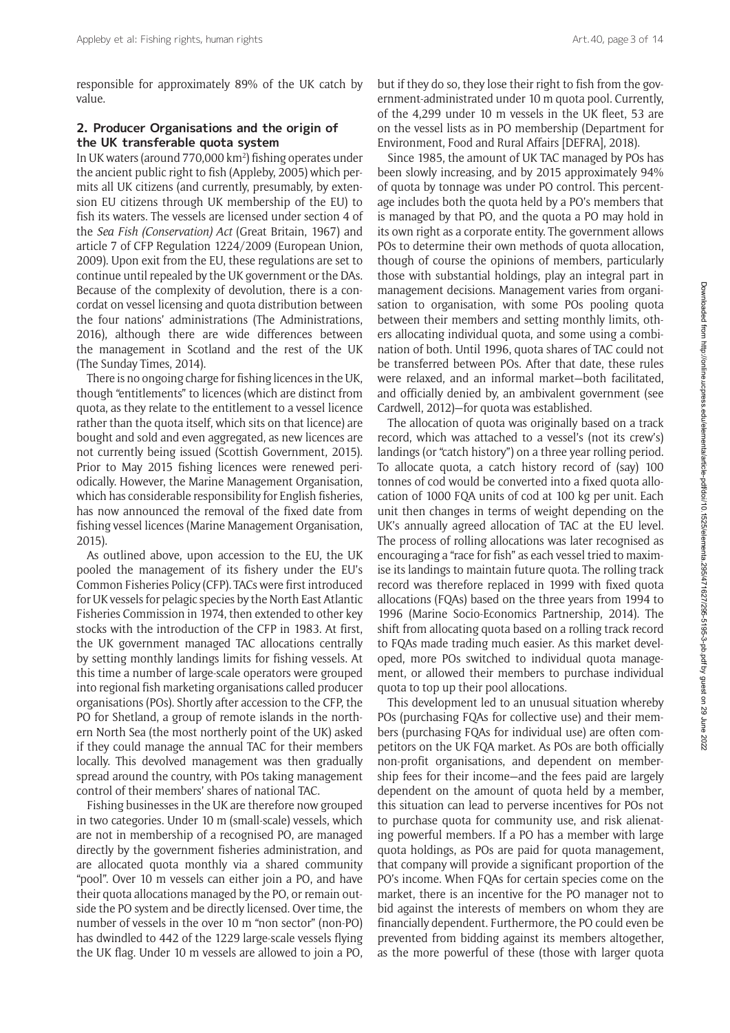responsible for approximately 89% of the UK catch by value.

## 2. Producer Organisations and the origin of the UK transferable quota system

In UK waters (around 770,000 km$^2$) fishing operates under the ancient public right to fish (Appleby, 2005) which permits all UK citizens (and currently, presumably, by extension EU citizens through UK membership of the EU) to fish its waters. The vessels are licensed under section 4 of the *Sea Fish (Conservation) Act* (Great Britain, 1967) and article 7 of CFP Regulation 1224/2009 (European Union, 2009). Upon exit from the EU, these regulations are set to continue until repealed by the UK government or the DAs. Because of the complexity of devolution, there is a concordat on vessel licensing and quota distribution between the four nations' administrations (The Administrations, 2016), although there are wide differences between the management in Scotland and the rest of the UK (The Sunday Times, 2014).

There is no ongoing charge for fishing licences in the UK, though "entitlements" to licences (which are distinct from quota, as they relate to the entitlement to a vessel licence rather than the quota itself, which sits on that licence) are bought and sold and even aggregated, as new licences are not currently being issued (Scottish Government, 2015). Prior to May 2015 fishing licences were renewed periodically. However, the Marine Management Organisation, which has considerable responsibility for English fisheries, has now announced the removal of the fixed date from fishing vessel licences (Marine Management Organisation, 2015).

As outlined above, upon accession to the EU, the UK pooled the management of its fishery under the EU's Common Fisheries Policy (CFP). TACs were first introduced for UK vessels for pelagic species by the North East Atlantic Fisheries Commission in 1974, then extended to other key stocks with the introduction of the CFP in 1983. At first, the UK government managed TAC allocations centrally by setting monthly landings limits for fishing vessels. At this time a number of large-scale operators were grouped into regional fish marketing organisations called producer organisations (POs). Shortly after accession to the CFP, the PO for Shetland, a group of remote islands in the northern North Sea (the most northerly point of the UK) asked if they could manage the annual TAC for their members locally. This devolved management was then gradually spread around the country, with POs taking management control of their members' shares of national TAC.

Fishing businesses in the UK are therefore now grouped in two categories. Under 10 m (small-scale) vessels, which are not in membership of a recognised PO, are managed directly by the government fisheries administration, and are allocated quota monthly via a shared community "pool". Over 10 m vessels can either join a PO, and have their quota allocations managed by the PO, or remain outside the PO system and be directly licensed. Over time, the number of vessels in the over 10 m "non sector" (non-PO) has dwindled to 442 of the 1229 large-scale vessels flying the UK flag. Under 10 m vessels are allowed to join a PO, but if they do so, they lose their right to fish from the government-administrated under 10 m quota pool. Currently, of the 4,299 under 10 m vessels in the UK fleet, 53 are on the vessel lists as in PO membership (Department for Environment, Food and Rural Affairs [DEFRA], 2018).

Since 1985, the amount of UK TAC managed by POs has been slowly increasing, and by 2015 approximately 94% of quota by tonnage was under PO control. This percentage includes both the quota held by a PO's members that is managed by that PO, and the quota a PO may hold in its own right as a corporate entity. The government allows POs to determine their own methods of quota allocation, though of course the opinions of members, particularly those with substantial holdings, play an integral part in management decisions. Management varies from organisation to organisation, with some POs pooling quota between their members and setting monthly limits, others allocating individual quota, and some using a combination of both. Until 1996, quota shares of TAC could not be transferred between POs. After that date, these rules were relaxed, and an informal market—both facilitated, and officially denied by, an ambivalent government (see Cardwell, 2012)—for quota was established.

The allocation of quota was originally based on a track record, which was attached to a vessel's (not its crew's) landings (or "catch history") on a three year rolling period. To allocate quota, a catch history record of (say) 100 tonnes of cod would be converted into a fixed quota allocation of 1000 FQA units of cod at 100 kg per unit. Each unit then changes in terms of weight depending on the UK's annually agreed allocation of TAC at the EU level. The process of rolling allocations was later recognised as encouraging a "race for fish" as each vessel tried to maximise its landings to maintain future quota. The rolling track record was therefore replaced in 1999 with fixed quota allocations (FQAs) based on the three years from 1994 to 1996 (Marine Socio-Economics Partnership, 2014). The shift from allocating quota based on a rolling track record to FQAs made trading much easier. As this market developed, more POs switched to individual quota management, or allowed their members to purchase individual quota to top up their pool allocations.

This development led to an unusual situation whereby POs (purchasing FQAs for collective use) and their members (purchasing FQAs for individual use) are often competitors on the UK FQA market. As POs are both officially non-profit organisations, and dependent on membership fees for their income—and the fees paid are largely dependent on the amount of quota held by a member, this situation can lead to perverse incentives for POs not to purchase quota for community use, and risk alienating powerful members. If a PO has a member with large quota holdings, as POs are paid for quota management, that company will provide a significant proportion of the PO's income. When FQAs for certain species come on the market, there is an incentive for the PO manager not to bid against the interests of members on whom they are financially dependent. Furthermore, the PO could even be prevented from bidding against its members altogether, as the more powerful of these (those with larger quota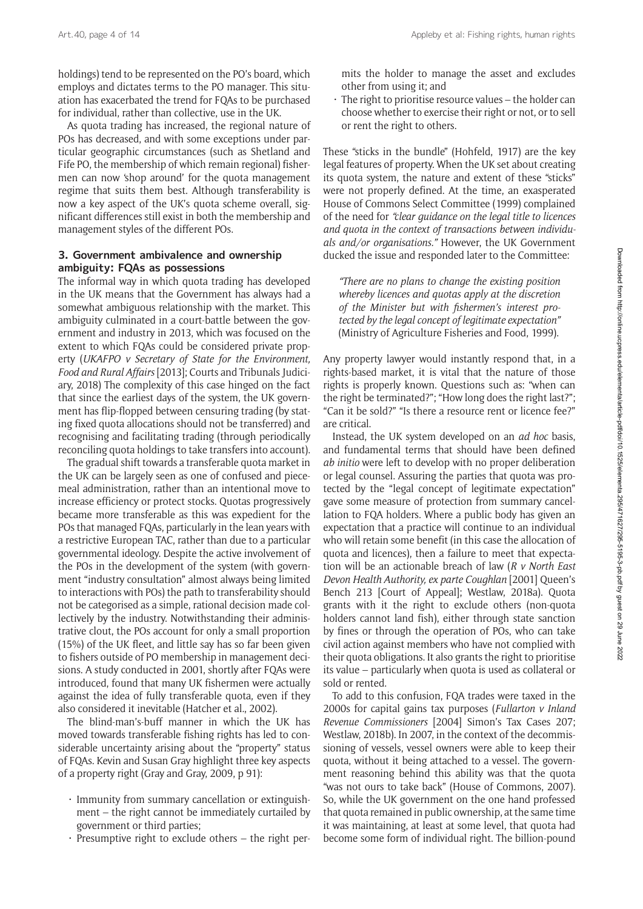holdings) tend to be represented on the PO's board, which employs and dictates terms to the PO manager. This situation has exacerbated the trend for FQAs to be purchased for individual, rather than collective, use in the UK.

As quota trading has increased, the regional nature of POs has decreased, and with some exceptions under particular geographic circumstances (such as Shetland and Fife PO, the membership of which remain regional) fishermen can now 'shop around' for the quota management regime that suits them best. Although transferability is now a key aspect of the UK's quota scheme overall, significant differences still exist in both the membership and management styles of the different POs.

## 3. Government ambivalence and ownership ambiguity: FQAs as possessions

The informal way in which quota trading has developed in the UK means that the Government has always had a somewhat ambiguous relationship with the market. This ambiguity culminated in a court-battle between the government and industry in 2013, which was focused on the extent to which FQAs could be considered private property (*UKAFPO v Secretary of State for the Environment, Food and Rural Affairs* [2013]; Courts and Tribunals Judiciary, 2018) The complexity of this case hinged on the fact that since the earliest days of the system, the UK government has flip-flopped between censuring trading (by stating fixed quota allocations should not be transferred) and recognising and facilitating trading (through periodically reconciling quota holdings to take transfers into account).

The gradual shift towards a transferable quota market in the UK can be largely seen as one of confused and piecemeal administration, rather than an intentional move to increase efficiency or protect stocks. Quotas progressively became more transferable as this was expedient for the POs that managed FQAs, particularly in the lean years with a restrictive European TAC, rather than due to a particular governmental ideology. Despite the active involvement of the POs in the development of the system (with government "industry consultation" almost always being limited to interactions with POs) the path to transferability should not be categorised as a simple, rational decision made collectively by the industry. Notwithstanding their administrative clout, the POs account for only a small proportion (15%) of the UK fleet, and little say has so far been given to fishers outside of PO membership in management decisions. A study conducted in 2001, shortly after FQAs were introduced, found that many UK fishermen were actually against the idea of fully transferable quota, even if they also considered it inevitable (Hatcher et al., 2002).

The blind-man's-buff manner in which the UK has moved towards transferable fishing rights has led to considerable uncertainty arising about the "property" status of FQAs. Kevin and Susan Gray highlight three key aspects of a property right (Gray and Gray, 2009, p 91):

- Immunity from summary cancellation or extinguishment – the right cannot be immediately curtailed by government or third parties;
- Presumptive right to exclude others – the right permits the holder to manage the asset and excludes other from using it; and
- The right to prioritise resource values – the holder can choose whether to exercise their right or not, or to sell or rent the right to others.

These "sticks in the bundle" (Hohfeld, 1917) are the key legal features of property. When the UK set about creating its quota system, the nature and extent of these "sticks" were not properly defined. At the time, an exasperated House of Commons Select Committee (1999) complained of the need for *"clear guidance on the legal title to licences and quota in the context of transactions between individuals and/or organisations."* However, the UK Government ducked the issue and responded later to the Committee:

> *"There are no plans to change the existing position whereby licences and quotas apply at the discretion of the Minister but with fishermen's interest protected by the legal concept of legitimate expectation"* (Ministry of Agriculture Fisheries and Food, 1999).

Any property lawyer would instantly respond that, in a rights-based market, it is vital that the nature of those rights is properly known. Questions such as: "when can the right be terminated?"; "How long does the right last?"; "Can it be sold?" "Is there a resource rent or licence fee?" are critical.

Instead, the UK system developed on an *ad hoc* basis, and fundamental terms that should have been defined *ab initio* were left to develop with no proper deliberation or legal counsel. Assuring the parties that quota was protected by the "legal concept of legitimate expectation" gave some measure of protection from summary cancellation to FQA holders. Where a public body has given an expectation that a practice will continue to an individual who will retain some benefit (in this case the allocation of quota and licences), then a failure to meet that expectation will be an actionable breach of law (*R v North East Devon Health Authority, ex parte Coughlan* [2001] Queen's Bench 213 [Court of Appeal]; Westlaw, 2018a). Quota grants with it the right to exclude others (non-quota holders cannot land fish), either through state sanction by fines or through the operation of POs, who can take civil action against members who have not complied with their quota obligations. It also grants the right to prioritise its value – particularly when quota is used as collateral or sold or rented.

To add to this confusion, FQA trades were taxed in the 2000s for capital gains tax purposes (*Fullarton v Inland Revenue Commissioners* [2004] Simon's Tax Cases 207; Westlaw, 2018b). In 2007, in the context of the decommissioning of vessels, vessel owners were able to keep their quota, without it being attached to a vessel. The government reasoning behind this ability was that the quota "was not ours to take back" (House of Commons, 2007). So, while the UK government on the one hand professed that quota remained in public ownership, at the same time it was maintaining, at least at some level, that quota had become some form of individual right. The billion-pound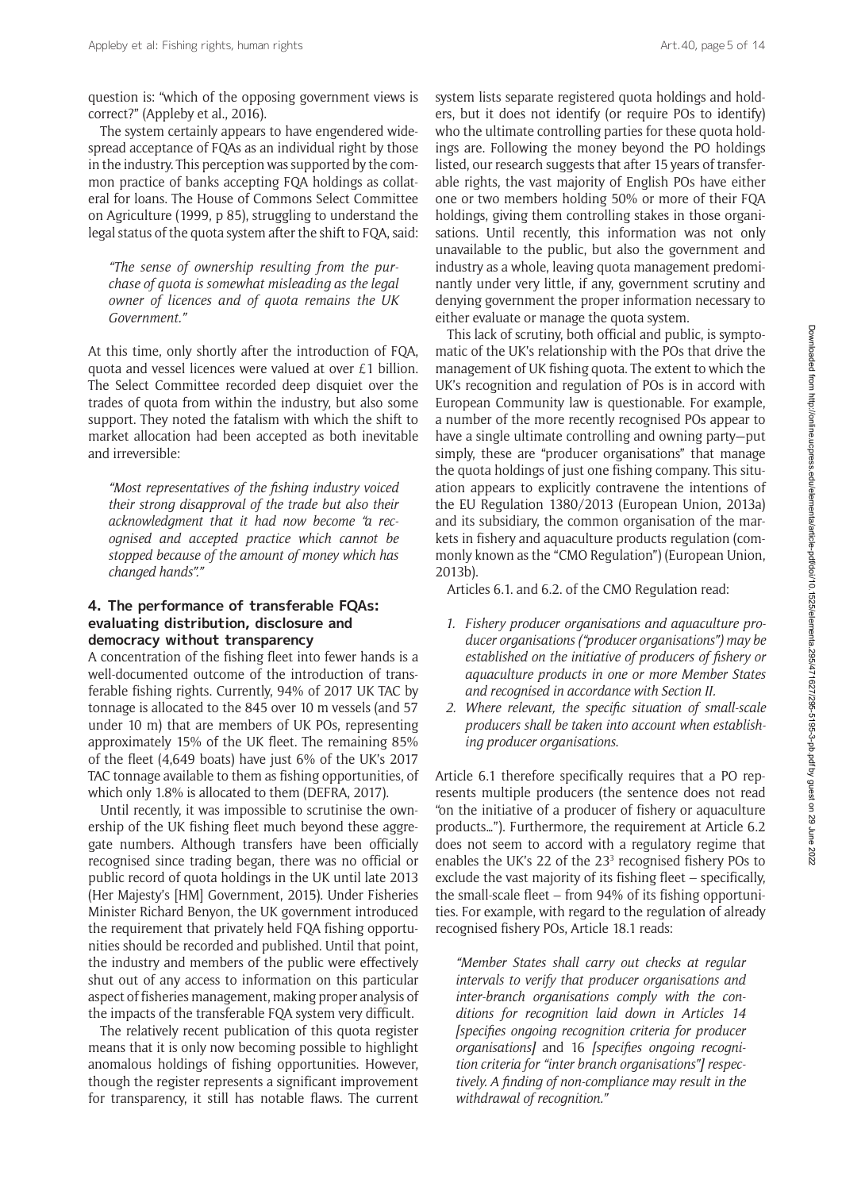question is: "which of the opposing government views is correct?" (Appleby et al., 2016).

The system certainly appears to have engendered widespread acceptance of FQAs as an individual right by those in the industry. This perception was supported by the common practice of banks accepting FQA holdings as collateral for loans. The House of Commons Select Committee on Agriculture (1999, p 85), struggling to understand the legal status of the quota system after the shift to FQA, said:

> *"The sense of ownership resulting from the purchase of quota is somewhat misleading as the legal owner of licences and of quota remains the UK Government."*

At this time, only shortly after the introduction of FQA, quota and vessel licences were valued at over £1 billion. The Select Committee recorded deep disquiet over the trades of quota from within the industry, but also some support. They noted the fatalism with which the shift to market allocation had been accepted as both inevitable and irreversible:

> *"Most representatives of the fishing industry voiced their strong disapproval of the trade but also their acknowledgment that it had now become "a recognised and accepted practice which cannot be stopped because of the amount of money which has changed hands"."*

## 4. The performance of transferable FQAs: evaluating distribution, disclosure and democracy without transparency

A concentration of the fishing fleet into fewer hands is a well-documented outcome of the introduction of transferable fishing rights. Currently, 94% of 2017 UK TAC by tonnage is allocated to the 845 over 10 m vessels (and 57 under 10 m) that are members of UK POs, representing approximately 15% of the UK fleet. The remaining 85% of the fleet (4,649 boats) have just 6% of the UK's 2017 TAC tonnage available to them as fishing opportunities, of which only 1.8% is allocated to them (DEFRA, 2017).

Until recently, it was impossible to scrutinise the ownership of the UK fishing fleet much beyond these aggregate numbers. Although transfers have been officially recognised since trading began, there was no official or public record of quota holdings in the UK until late 2013 (Her Majesty's [HM] Government, 2015). Under Fisheries Minister Richard Benyon, the UK government introduced the requirement that privately held FQA fishing opportunities should be recorded and published. Until that point, the industry and members of the public were effectively shut out of any access to information on this particular aspect of fisheries management, making proper analysis of the impacts of the transferable FQA system very difficult.

The relatively recent publication of this quota register means that it is only now becoming possible to highlight anomalous holdings of fishing opportunities. However, though the register represents a significant improvement for transparency, it still has notable flaws. The current system lists separate registered quota holdings and holders, but it does not identify (or require POs to identify) who the ultimate controlling parties for these quota holdings are. Following the money beyond the PO holdings listed, our research suggests that after 15 years of transferable rights, the vast majority of English POs have either one or two members holding 50% or more of their FQA holdings, giving them controlling stakes in those organisations. Until recently, this information was not only unavailable to the public, but also the government and industry as a whole, leaving quota management predominantly under very little, if any, government scrutiny and denying government the proper information necessary to either evaluate or manage the quota system.

This lack of scrutiny, both official and public, is symptomatic of the UK's relationship with the POs that drive the management of UK fishing quota. The extent to which the UK's recognition and regulation of POs is in accord with European Community law is questionable. For example, a number of the more recently recognised POs appear to have a single ultimate controlling and owning party—put simply, these are "producer organisations" that manage the quota holdings of just one fishing company. This situation appears to explicitly contravene the intentions of the EU Regulation 1380/2013 (European Union, 2013a) and its subsidiary, the common organisation of the markets in fishery and aquaculture products regulation (commonly known as the "CMO Regulation") (European Union, 2013b).

Articles 6.1. and 6.2. of the CMO Regulation read:

1. *Fishery producer organisations and aquaculture producer organisations ("producer organisations") may be established on the initiative of producers of fishery or aquaculture products in one or more Member States and recognised in accordance with Section II.*
2. *Where relevant, the specific situation of small-scale producers shall be taken into account when establishing producer organisations.*

Article 6.1 therefore specifically requires that a PO represents multiple producers (the sentence does not read "on the initiative of a producer of fishery or aquaculture products…"). Furthermore, the requirement at Article 6.2 does not seem to accord with a regulatory regime that enables the UK's 22 of the 23[3] recognised fishery POs to exclude the vast majority of its fishing fleet – specifically, the small-scale fleet – from 94% of its fishing opportunities. For example, with regard to the regulation of already recognised fishery POs, Article 18.1 reads:

> *"Member States shall carry out checks at regular intervals to verify that producer organisations and inter-branch organisations comply with the conditions for recognition laid down in Articles 14 [specifies ongoing recognition criteria for producer organisations] and 16 [specifies ongoing recognition criteria for "inter branch organisations"] respectively. A finding of non-compliance may result in the withdrawal of recognition."*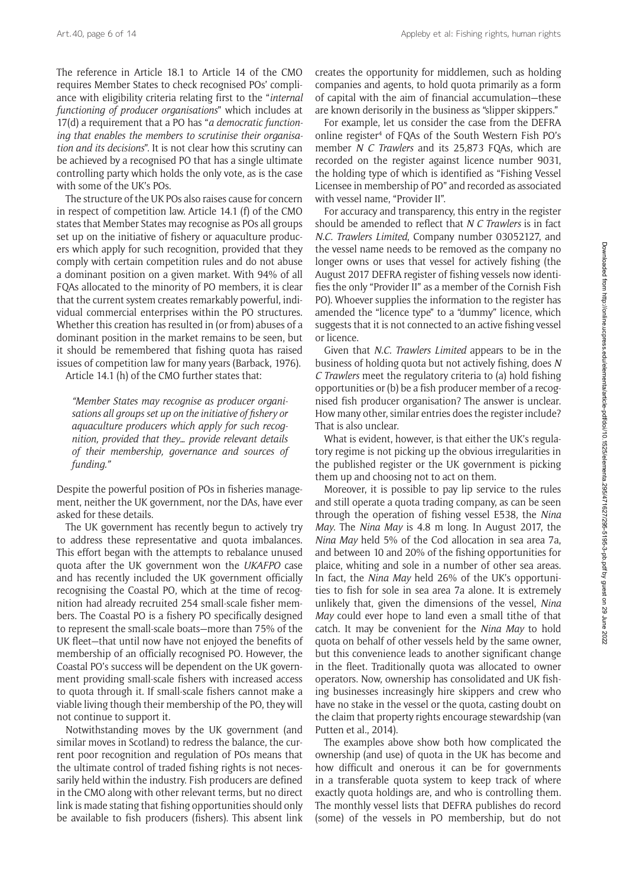The reference in Article 18.1 to Article 14 of the CMO requires Member States to check recognised POs' compliance with eligibility criteria relating first to the "*internal functioning of producer organisations*" which includes at 17(d) a requirement that a PO has "*a democratic functioning that enables the members to scrutinise their organisation and its decisions*". It is not clear how this scrutiny can be achieved by a recognised PO that has a single ultimate controlling party which holds the only vote, as is the case with some of the UK's POs.

The structure of the UK POs also raises cause for concern in respect of competition law. Article 14.1 (f) of the CMO states that Member States may recognise as POs all groups set up on the initiative of fishery or aquaculture producers which apply for such recognition, provided that they comply with certain competition rules and do not abuse a dominant position on a given market. With 94% of all FQAs allocated to the minority of PO members, it is clear that the current system creates remarkably powerful, individual commercial enterprises within the PO structures. Whether this creation has resulted in (or from) abuses of a dominant position in the market remains to be seen, but it should be remembered that fishing quota has raised issues of competition law for many years (Barback, 1976).

Article 14.1 (h) of the CMO further states that:

> *"Member States may recognise as producer organisations all groups set up on the initiative of fishery or aquaculture producers which apply for such recognition, provided that they… provide relevant details of their membership, governance and sources of funding."*

Despite the powerful position of POs in fisheries management, neither the UK government, nor the DAs, have ever asked for these details.

The UK government has recently begun to actively try to address these representative and quota imbalances. This effort began with the attempts to rebalance unused quota after the UK government won the *UKAFPO* case and has recently included the UK government officially recognising the Coastal PO, which at the time of recognition had already recruited 254 small-scale fisher members. The Coastal PO is a fishery PO specifically designed to represent the small-scale boats—more than 75% of the UK fleet—that until now have not enjoyed the benefits of membership of an officially recognised PO. However, the Coastal PO's success will be dependent on the UK government providing small-scale fishers with increased access to quota through it. If small-scale fishers cannot make a viable living though their membership of the PO, they will not continue to support it.

Notwithstanding moves by the UK government (and similar moves in Scotland) to redress the balance, the current poor recognition and regulation of POs means that the ultimate control of traded fishing rights is not necessarily held within the industry. Fish producers are defined in the CMO along with other relevant terms, but no direct link is made stating that fishing opportunities should only be available to fish producers (fishers). This absent link creates the opportunity for middlemen, such as holding companies and agents, to hold quota primarily as a form of capital with the aim of financial accumulation—these are known derisorily in the business as "slipper skippers."

For example, let us consider the case from the DEFRA online register[4] of FQAs of the South Western Fish PO's member *N C Trawlers* and its 25,873 FQAs, which are recorded on the register against licence number 9031, the holding type of which is identified as "Fishing Vessel Licensee in membership of PO" and recorded as associated with vessel name, "Provider II".

For accuracy and transparency, this entry in the register should be amended to reflect that *N C Trawlers* is in fact *N.C. Trawlers Limited*, Company number 03052127, and the vessel name needs to be removed as the company no longer owns or uses that vessel for actively fishing (the August 2017 DEFRA register of fishing vessels now identifies the only "Provider II" as a member of the Cornish Fish PO). Whoever supplies the information to the register has amended the "licence type" to a "dummy" licence, which suggests that it is not connected to an active fishing vessel or licence.

Given that *N.C. Trawlers Limited* appears to be in the business of holding quota but not actively fishing, does *N C Trawlers* meet the regulatory criteria to (a) hold fishing opportunities or (b) be a fish producer member of a recognised fish producer organisation? The answer is unclear. How many other, similar entries does the register include? That is also unclear.

What is evident, however, is that either the UK's regulatory regime is not picking up the obvious irregularities in the published register or the UK government is picking them up and choosing not to act on them.

Moreover, it is possible to pay lip service to the rules and still operate a quota trading company, as can be seen through the operation of fishing vessel E538, the *Nina May*. The *Nina May* is 4.8 m long. In August 2017, the *Nina May* held 5% of the Cod allocation in sea area 7a, and between 10 and 20% of the fishing opportunities for plaice, whiting and sole in a number of other sea areas. In fact, the *Nina May* held 26% of the UK's opportunities to fish for sole in sea area 7a alone. It is extremely unlikely that, given the dimensions of the vessel, *Nina May* could ever hope to land even a small tithe of that catch. It may be convenient for the *Nina May* to hold quota on behalf of other vessels held by the same owner, but this convenience leads to another significant change in the fleet. Traditionally quota was allocated to owner operators. Now, ownership has consolidated and UK fishing businesses increasingly hire skippers and crew who have no stake in the vessel or the quota, casting doubt on the claim that property rights encourage stewardship (van Putten et al., 2014).

The examples above show both how complicated the ownership (and use) of quota in the UK has become and how difficult and onerous it can be for governments in a transferable quota system to keep track of where exactly quota holdings are, and who is controlling them. The monthly vessel lists that DEFRA publishes do record (some) of the vessels in PO membership, but do not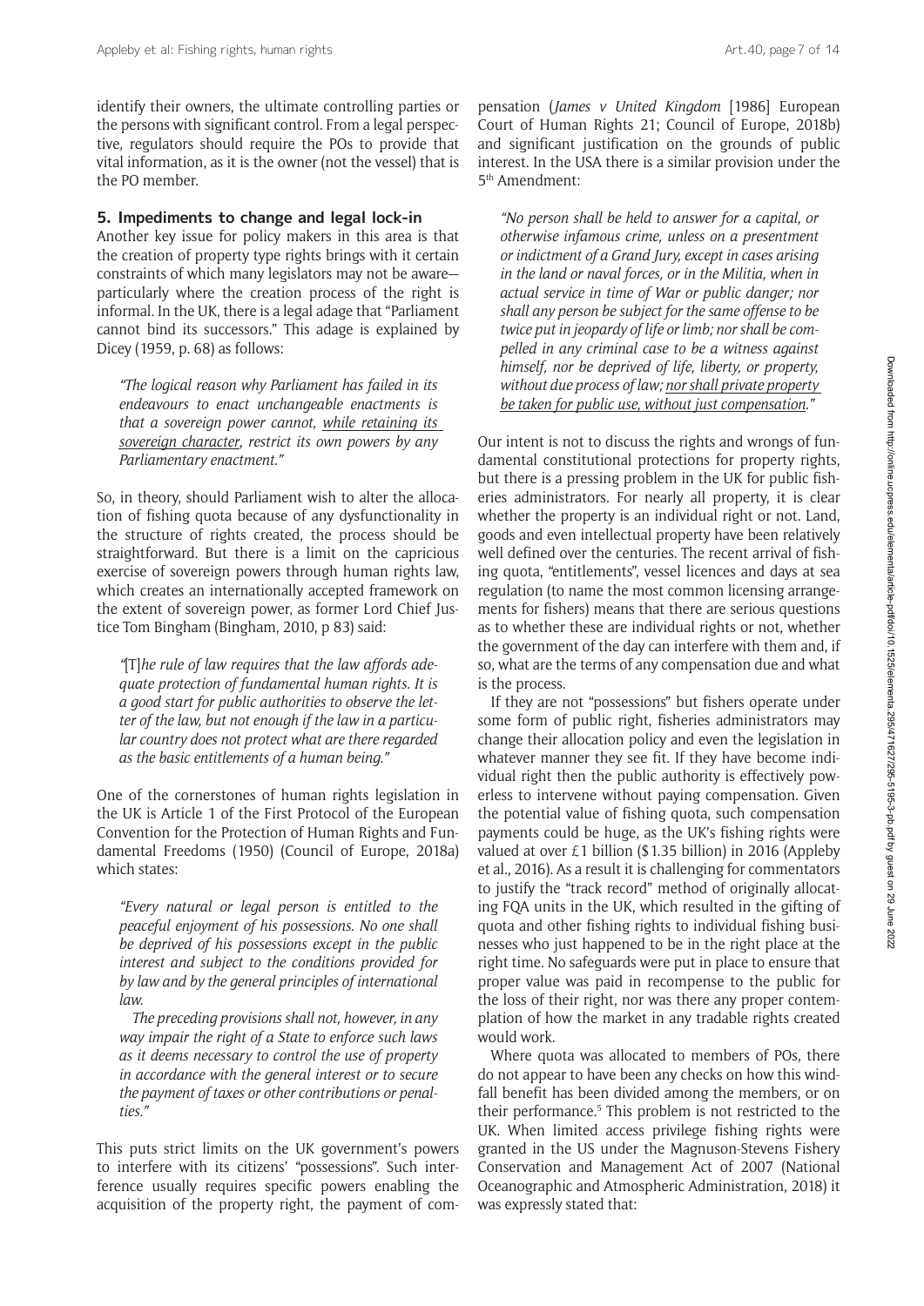identify their owners, the ultimate controlling parties or the persons with significant control. From a legal perspective, regulators should require the POs to provide that vital information, as it is the owner (not the vessel) that is the PO member.

## 5. Impediments to change and legal lock-in

Another key issue for policy makers in this area is that the creation of property type rights brings with it certain constraints of which many legislators may not be aware—particularly where the creation process of the right is informal. In the UK, there is a legal adage that "Parliament cannot bind its successors." This adage is explained by Dicey (1959, p. 68) as follows:

> *"The logical reason why Parliament has failed in its endeavours to enact unchangeable enactments is that a sovereign power cannot, <u>while retaining its sovereign character</u>, restrict its own powers by any Parliamentary enactment."*

So, in theory, should Parliament wish to alter the allocation of fishing quota because of any dysfunctionality in the structure of rights created, the process should be straightforward. But there is a limit on the capricious exercise of sovereign powers through human rights law, which creates an internationally accepted framework on the extent of sovereign power, as former Lord Chief Justice Tom Bingham (Bingham, 2010, p 83) said:

> *"[T]he rule of law requires that the law affords adequate protection of fundamental human rights. It is a good start for public authorities to observe the letter of the law, but not enough if the law in a particular country does not protect what are there regarded as the basic entitlements of a human being."*

One of the cornerstones of human rights legislation in the UK is Article 1 of the First Protocol of the European Convention for the Protection of Human Rights and Fundamental Freedoms (1950) (Council of Europe, 2018a) which states:

> *"Every natural or legal person is entitled to the peaceful enjoyment of his possessions. No one shall be deprived of his possessions except in the public interest and subject to the conditions provided for by law and by the general principles of international law.*
>
> *The preceding provisions shall not, however, in any way impair the right of a State to enforce such laws as it deems necessary to control the use of property in accordance with the general interest or to secure the payment of taxes or other contributions or penalties."*

This puts strict limits on the UK government's powers to interfere with its citizens' "possessions". Such interference usually requires specific powers enabling the acquisition of the property right, the payment of compensation (*James v United Kingdom* [1986] European Court of Human Rights 21; Council of Europe, 2018b) and significant justification on the grounds of public interest. In the USA there is a similar provision under the 5th Amendment:

> *"No person shall be held to answer for a capital, or otherwise infamous crime, unless on a presentment or indictment of a Grand Jury, except in cases arising in the land or naval forces, or in the Militia, when in actual service in time of War or public danger; nor shall any person be subject for the same offense to be twice put in jeopardy of life or limb; nor shall be compelled in any criminal case to be a witness against himself, nor be deprived of life, liberty, or property, without due process of law; <u>nor shall private property be taken for public use, without just compensation</u>."*

Our intent is not to discuss the rights and wrongs of fundamental constitutional protections for property rights, but there is a pressing problem in the UK for public fisheries administrators. For nearly all property, it is clear whether the property is an individual right or not. Land, goods and even intellectual property have been relatively well defined over the centuries. The recent arrival of fishing quota, "entitlements", vessel licences and days at sea regulation (to name the most common licensing arrangements for fishers) means that there are serious questions as to whether these are individual rights or not, whether the government of the day can interfere with them and, if so, what are the terms of any compensation due and what is the process.

If they are not "possessions" but fishers operate under some form of public right, fisheries administrators may change their allocation policy and even the legislation in whatever manner they see fit. If they have become individual right then the public authority is effectively powerless to intervene without paying compensation. Given the potential value of fishing quota, such compensation payments could be huge, as the UK's fishing rights were valued at over £1 billion ($1.35 billion) in 2016 (Appleby et al., 2016). As a result it is challenging for commentators to justify the "track record" method of originally allocating FQA units in the UK, which resulted in the gifting of quota and other fishing rights to individual fishing businesses who just happened to be in the right place at the right time. No safeguards were put in place to ensure that proper value was paid in recompense to the public for the loss of their right, nor was there any proper contemplation of how the market in any tradable rights created would work.

Where quota was allocated to members of POs, there do not appear to have been any checks on how this windfall benefit has been divided among the members, or on their performance.[5] This problem is not restricted to the UK. When limited access privilege fishing rights were granted in the US under the Magnuson-Stevens Fishery Conservation and Management Act of 2007 (National Oceanographic and Atmospheric Administration, 2018) it was expressly stated that: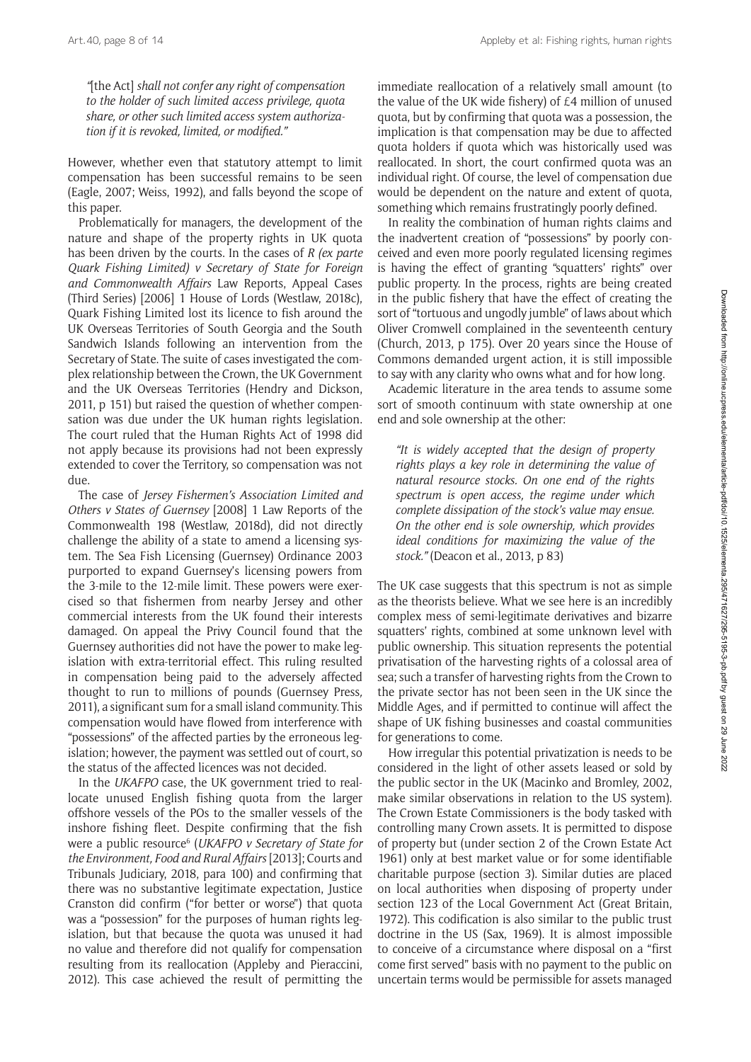*"[the Act] shall not confer any right of compensation to the holder of such limited access privilege, quota share, or other such limited access system authorization if it is revoked, limited, or modified."*

However, whether even that statutory attempt to limit compensation has been successful remains to be seen (Eagle, 2007; Weiss, 1992), and falls beyond the scope of this paper.

Problematically for managers, the development of the nature and shape of the property rights in UK quota has been driven by the courts. In the cases of *R (ex parte Quark Fishing Limited) v Secretary of State for Foreign and Commonwealth Affairs* Law Reports, Appeal Cases (Third Series) [2006] 1 House of Lords (Westlaw, 2018c), Quark Fishing Limited lost its licence to fish around the UK Overseas Territories of South Georgia and the South Sandwich Islands following an intervention from the Secretary of State. The suite of cases investigated the complex relationship between the Crown, the UK Government and the UK Overseas Territories (Hendry and Dickson, 2011, p 151) but raised the question of whether compensation was due under the UK human rights legislation. The court ruled that the Human Rights Act of 1998 did not apply because its provisions had not been expressly extended to cover the Territory, so compensation was not due.

The case of *Jersey Fishermen's Association Limited and Others v States of Guernsey* [2008] 1 Law Reports of the Commonwealth 198 (Westlaw, 2018d), did not directly challenge the ability of a state to amend a licensing system. The Sea Fish Licensing (Guernsey) Ordinance 2003 purported to expand Guernsey's licensing powers from the 3-mile to the 12-mile limit. These powers were exercised so that fishermen from nearby Jersey and other commercial interests from the UK found their interests damaged. On appeal the Privy Council found that the Guernsey authorities did not have the power to make legislation with extra-territorial effect. This ruling resulted in compensation being paid to the adversely affected thought to run to millions of pounds (Guernsey Press, 2011), a significant sum for a small island community. This compensation would have flowed from interference with "possessions" of the affected parties by the erroneous legislation; however, the payment was settled out of court, so the status of the affected licences was not decided.

In the *UKAFPO* case, the UK government tried to reallocate unused English fishing quota from the larger offshore vessels of the POs to the smaller vessels of the inshore fishing fleet. Despite confirming that the fish were a public resource[6] (*UKAFPO v Secretary of State for the Environment, Food and Rural Affairs* [2013]; Courts and Tribunals Judiciary, 2018, para 100) and confirming that there was no substantive legitimate expectation, Justice Cranston did confirm ("for better or worse") that quota was a "possession" for the purposes of human rights legislation, but that because the quota was unused it had no value and therefore did not qualify for compensation resulting from its reallocation (Appleby and Pieraccini, 2012). This case achieved the result of permitting the immediate reallocation of a relatively small amount (to the value of the UK wide fishery) of £4 million of unused quota, but by confirming that quota was a possession, the implication is that compensation may be due to affected quota holders if quota which was historically used was reallocated. In short, the court confirmed quota was an individual right. Of course, the level of compensation due would be dependent on the nature and extent of quota, something which remains frustratingly poorly defined.

In reality the combination of human rights claims and the inadvertent creation of "possessions" by poorly conceived and even more poorly regulated licensing regimes is having the effect of granting "squatters' rights" over public property. In the process, rights are being created in the public fishery that have the effect of creating the sort of "tortuous and ungodly jumble" of laws about which Oliver Cromwell complained in the seventeenth century (Church, 2013, p 175). Over 20 years since the House of Commons demanded urgent action, it is still impossible to say with any clarity who owns what and for how long.

Academic literature in the area tends to assume some sort of smooth continuum with state ownership at one end and sole ownership at the other:

*"It is widely accepted that the design of property rights plays a key role in determining the value of natural resource stocks. On one end of the rights spectrum is open access, the regime under which complete dissipation of the stock's value may ensue. On the other end is sole ownership, which provides ideal conditions for maximizing the value of the stock."* (Deacon et al., 2013, p 83)

The UK case suggests that this spectrum is not as simple as the theorists believe. What we see here is an incredibly complex mess of semi-legitimate derivatives and bizarre squatters' rights, combined at some unknown level with public ownership. This situation represents the potential privatisation of the harvesting rights of a colossal area of sea; such a transfer of harvesting rights from the Crown to the private sector has not been seen in the UK since the Middle Ages, and if permitted to continue will affect the shape of UK fishing businesses and coastal communities for generations to come.

How irregular this potential privatization is needs to be considered in the light of other assets leased or sold by the public sector in the UK (Macinko and Bromley, 2002, make similar observations in relation to the US system). The Crown Estate Commissioners is the body tasked with controlling many Crown assets. It is permitted to dispose of property but (under section 2 of the Crown Estate Act 1961) only at best market value or for some identifiable charitable purpose (section 3). Similar duties are placed on local authorities when disposing of property under section 123 of the Local Government Act (Great Britain, 1972). This codification is also similar to the public trust doctrine in the US (Sax, 1969). It is almost impossible to conceive of a circumstance where disposal on a "first come first served" basis with no payment to the public on uncertain terms would be permissible for assets managed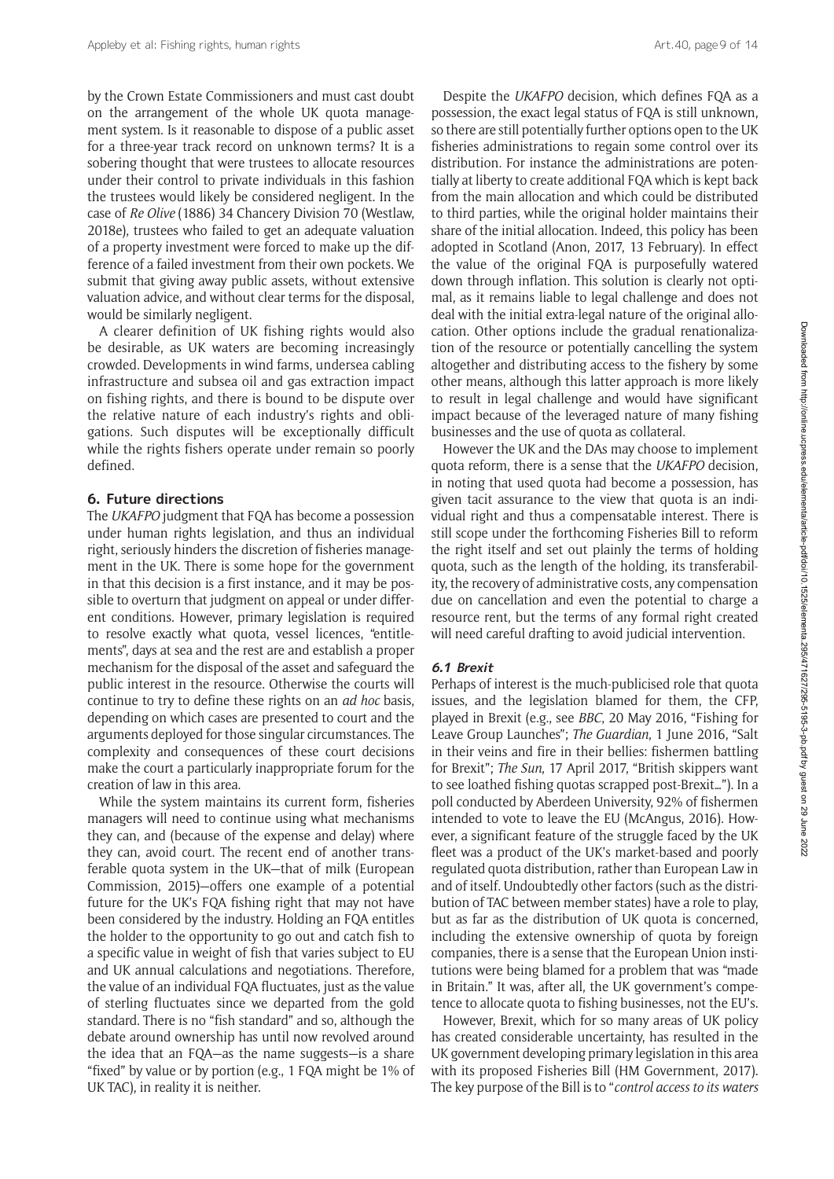by the Crown Estate Commissioners and must cast doubt on the arrangement of the whole UK quota management system. Is it reasonable to dispose of a public asset for a three-year track record on unknown terms? It is a sobering thought that were trustees to allocate resources under their control to private individuals in this fashion the trustees would likely be considered negligent. In the case of *Re Olive* (1886) 34 Chancery Division 70 (Westlaw, 2018e), trustees who failed to get an adequate valuation of a property investment were forced to make up the difference of a failed investment from their own pockets. We submit that giving away public assets, without extensive valuation advice, and without clear terms for the disposal, would be similarly negligent.

A clearer definition of UK fishing rights would also be desirable, as UK waters are becoming increasingly crowded. Developments in wind farms, undersea cabling infrastructure and subsea oil and gas extraction impact on fishing rights, and there is bound to be dispute over the relative nature of each industry's rights and obligations. Such disputes will be exceptionally difficult while the rights fishers operate under remain so poorly defined.

## 6. Future directions

The *UKAFPO* judgment that FQA has become a possession under human rights legislation, and thus an individual right, seriously hinders the discretion of fisheries management in the UK. There is some hope for the government in that this decision is a first instance, and it may be possible to overturn that judgment on appeal or under different conditions. However, primary legislation is required to resolve exactly what quota, vessel licences, "entitlements", days at sea and the rest are and establish a proper mechanism for the disposal of the asset and safeguard the public interest in the resource. Otherwise the courts will continue to try to define these rights on an *ad hoc* basis, depending on which cases are presented to court and the arguments deployed for those singular circumstances. The complexity and consequences of these court decisions make the court a particularly inappropriate forum for the creation of law in this area.

While the system maintains its current form, fisheries managers will need to continue using what mechanisms they can, and (because of the expense and delay) where they can, avoid court. The recent end of another transferable quota system in the UK—that of milk (European Commission, 2015)—offers one example of a potential future for the UK's FQA fishing right that may not have been considered by the industry. Holding an FQA entitles the holder to the opportunity to go out and catch fish to a specific value in weight of fish that varies subject to EU and UK annual calculations and negotiations. Therefore, the value of an individual FQA fluctuates, just as the value of sterling fluctuates since we departed from the gold standard. There is no "fish standard" and so, although the debate around ownership has until now revolved around the idea that an FQA—as the name suggests—is a share "fixed" by value or by portion (e.g., 1 FQA might be 1% of UK TAC), in reality it is neither.

Despite the *UKAFPO* decision, which defines FQA as a possession, the exact legal status of FQA is still unknown, so there are still potentially further options open to the UK fisheries administrations to regain some control over its distribution. For instance the administrations are potentially at liberty to create additional FQA which is kept back from the main allocation and which could be distributed to third parties, while the original holder maintains their share of the initial allocation. Indeed, this policy has been adopted in Scotland (Anon, 2017, 13 February). In effect the value of the original FQA is purposefully watered down through inflation. This solution is clearly not optimal, as it remains liable to legal challenge and does not deal with the initial extra-legal nature of the original allocation. Other options include the gradual renationalization of the resource or potentially cancelling the system altogether and distributing access to the fishery by some other means, although this latter approach is more likely to result in legal challenge and would have significant impact because of the leveraged nature of many fishing businesses and the use of quota as collateral.

However the UK and the DAs may choose to implement quota reform, there is a sense that the *UKAFPO* decision, in noting that used quota had become a possession, has given tacit assurance to the view that quota is an individual right and thus a compensatable interest. There is still scope under the forthcoming Fisheries Bill to reform the right itself and set out plainly the terms of holding quota, such as the length of the holding, its transferability, the recovery of administrative costs, any compensation due on cancellation and even the potential to charge a resource rent, but the terms of any formal right created will need careful drafting to avoid judicial intervention.

### 6.1 Brexit

Perhaps of interest is the much-publicised role that quota issues, and the legislation blamed for them, the CFP, played in Brexit (e.g., see *BBC*, 20 May 2016, "Fishing for Leave Group Launches"; *The Guardian*, 1 June 2016, "Salt in their veins and fire in their bellies: fishermen battling for Brexit"; *The Sun*, 17 April 2017, "British skippers want to see loathed fishing quotas scrapped post-Brexit…"). In a poll conducted by Aberdeen University, 92% of fishermen intended to vote to leave the EU (McAngus, 2016). However, a significant feature of the struggle faced by the UK fleet was a product of the UK's market-based and poorly regulated quota distribution, rather than European Law in and of itself. Undoubtedly other factors (such as the distribution of TAC between member states) have a role to play, but as far as the distribution of UK quota is concerned, including the extensive ownership of quota by foreign companies, there is a sense that the European Union institutions were being blamed for a problem that was "made in Britain." It was, after all, the UK government's competence to allocate quota to fishing businesses, not the EU's.

However, Brexit, which for so many areas of UK policy has created considerable uncertainty, has resulted in the UK government developing primary legislation in this area with its proposed Fisheries Bill (HM Government, 2017). The key purpose of the Bill is to "*control access to its waters*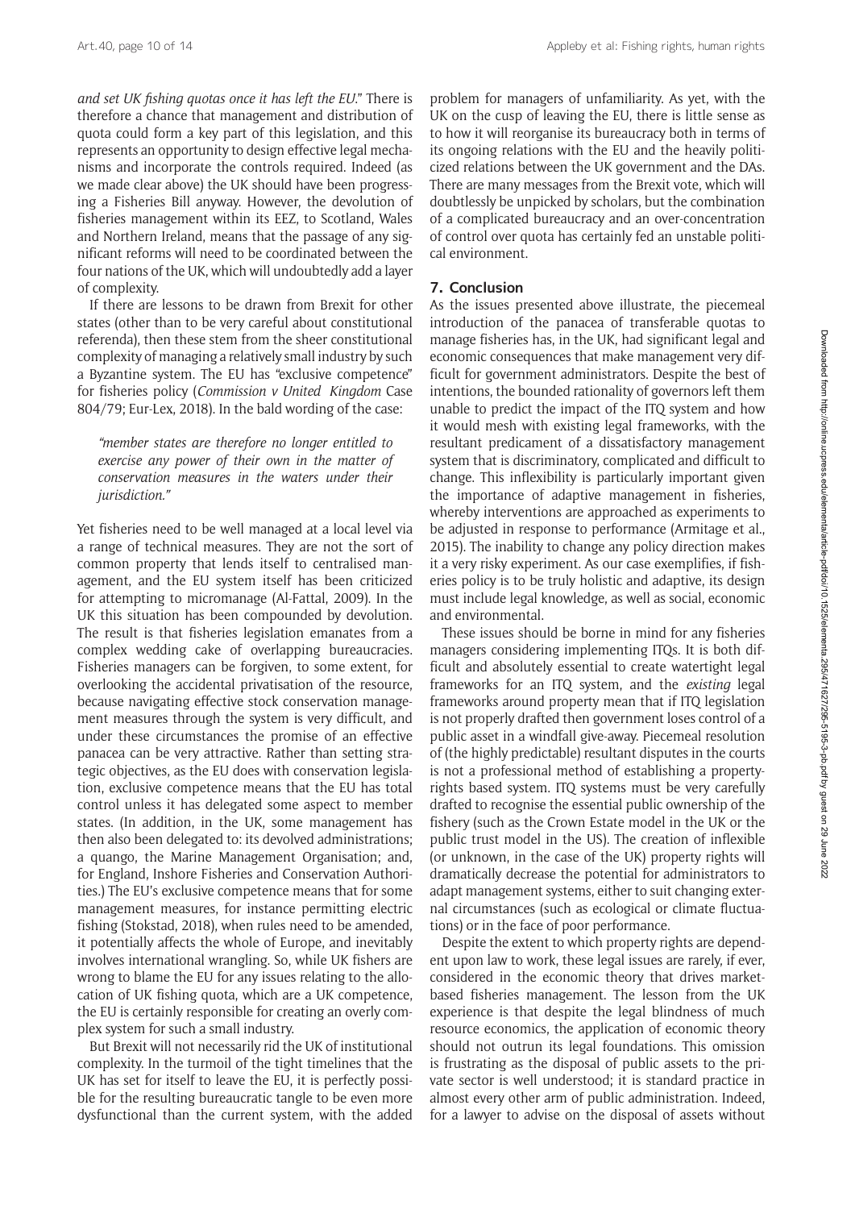*and set UK fishing quotas once it has left the EU*." There is therefore a chance that management and distribution of quota could form a key part of this legislation, and this represents an opportunity to design effective legal mechanisms and incorporate the controls required. Indeed (as we made clear above) the UK should have been progressing a Fisheries Bill anyway. However, the devolution of fisheries management within its EEZ, to Scotland, Wales and Northern Ireland, means that the passage of any significant reforms will need to be coordinated between the four nations of the UK, which will undoubtedly add a layer of complexity.

If there are lessons to be drawn from Brexit for other states (other than to be very careful about constitutional referenda), then these stem from the sheer constitutional complexity of managing a relatively small industry by such a Byzantine system. The EU has "exclusive competence" for fisheries policy (*Commission v United Kingdom* Case 804/79; Eur-Lex, 2018). In the bald wording of the case:

> *"member states are therefore no longer entitled to exercise any power of their own in the matter of conservation measures in the waters under their jurisdiction."*

Yet fisheries need to be well managed at a local level via a range of technical measures. They are not the sort of common property that lends itself to centralised management, and the EU system itself has been criticized for attempting to micromanage (Al-Fattal, 2009). In the UK this situation has been compounded by devolution. The result is that fisheries legislation emanates from a complex wedding cake of overlapping bureaucracies. Fisheries managers can be forgiven, to some extent, for overlooking the accidental privatisation of the resource, because navigating effective stock conservation management measures through the system is very difficult, and under these circumstances the promise of an effective panacea can be very attractive. Rather than setting strategic objectives, as the EU does with conservation legislation, exclusive competence means that the EU has total control unless it has delegated some aspect to member states. (In addition, in the UK, some management has then also been delegated to: its devolved administrations; a quango, the Marine Management Organisation; and, for England, Inshore Fisheries and Conservation Authorities.) The EU's exclusive competence means that for some management measures, for instance permitting electric fishing (Stokstad, 2018), when rules need to be amended, it potentially affects the whole of Europe, and inevitably involves international wrangling. So, while UK fishers are wrong to blame the EU for any issues relating to the allocation of UK fishing quota, which are a UK competence, the EU is certainly responsible for creating an overly complex system for such a small industry.

But Brexit will not necessarily rid the UK of institutional complexity. In the turmoil of the tight timelines that the UK has set for itself to leave the EU, it is perfectly possible for the resulting bureaucratic tangle to be even more dysfunctional than the current system, with the added problem for managers of unfamiliarity. As yet, with the UK on the cusp of leaving the EU, there is little sense as to how it will reorganise its bureaucracy both in terms of its ongoing relations with the EU and the heavily politicized relations between the UK government and the DAs. There are many messages from the Brexit vote, which will doubtlessly be unpicked by scholars, but the combination of a complicated bureaucracy and an over-concentration of control over quota has certainly fed an unstable political environment.

## 7. Conclusion

As the issues presented above illustrate, the piecemeal introduction of the panacea of transferable quotas to manage fisheries has, in the UK, had significant legal and economic consequences that make management very difficult for government administrators. Despite the best of intentions, the bounded rationality of governors left them unable to predict the impact of the ITQ system and how it would mesh with existing legal frameworks, with the resultant predicament of a dissatisfactory management system that is discriminatory, complicated and difficult to change. This inflexibility is particularly important given the importance of adaptive management in fisheries, whereby interventions are approached as experiments to be adjusted in response to performance (Armitage et al., 2015). The inability to change any policy direction makes it a very risky experiment. As our case exemplifies, if fisheries policy is to be truly holistic and adaptive, its design must include legal knowledge, as well as social, economic and environmental.

These issues should be borne in mind for any fisheries managers considering implementing ITQs. It is both difficult and absolutely essential to create watertight legal frameworks for an ITQ system, and the *existing* legal frameworks around property mean that if ITQ legislation is not properly drafted then government loses control of a public asset in a windfall give-away. Piecemeal resolution of (the highly predictable) resultant disputes in the courts is not a professional method of establishing a property-rights based system. ITQ systems must be very carefully drafted to recognise the essential public ownership of the fishery (such as the Crown Estate model in the UK or the public trust model in the US). The creation of inflexible (or unknown, in the case of the UK) property rights will dramatically decrease the potential for administrators to adapt management systems, either to suit changing external circumstances (such as ecological or climate fluctuations) or in the face of poor performance.

Despite the extent to which property rights are dependent upon law to work, these legal issues are rarely, if ever, considered in the economic theory that drives market-based fisheries management. The lesson from the UK experience is that despite the legal blindness of much resource economics, the application of economic theory should not outrun its legal foundations. This omission is frustrating as the disposal of public assets to the private sector is well understood; it is standard practice in almost every other arm of public administration. Indeed, for a lawyer to advise on the disposal of assets without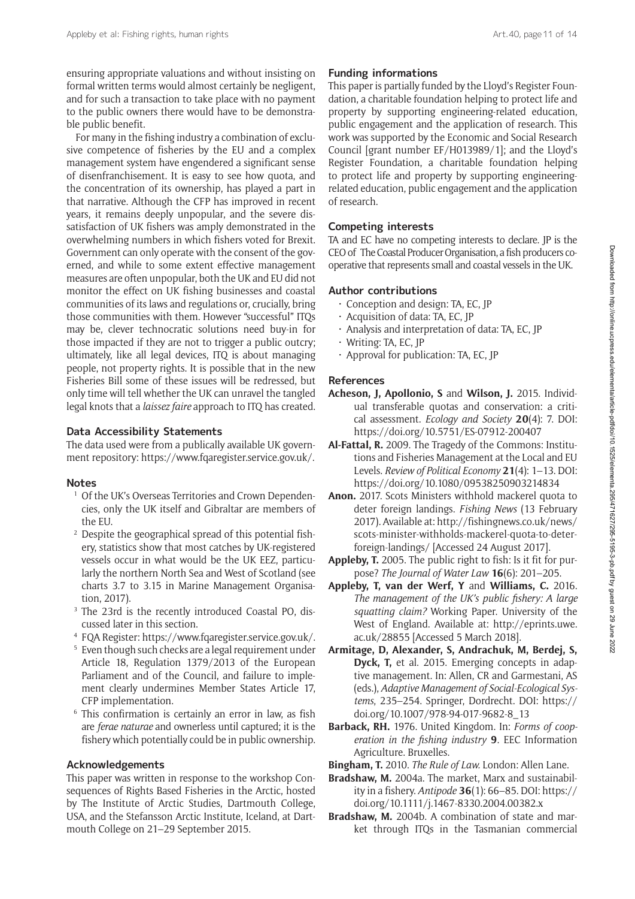ensuring appropriate valuations and without insisting on formal written terms would almost certainly be negligent, and for such a transaction to take place with no payment to the public owners there would have to be demonstrable public benefit.

For many in the fishing industry a combination of exclusive competence of fisheries by the EU and a complex management system have engendered a significant sense of disenfranchisement. It is easy to see how quota, and the concentration of its ownership, has played a part in that narrative. Although the CFP has improved in recent years, it remains deeply unpopular, and the severe dissatisfaction of UK fishers was amply demonstrated in the overwhelming numbers in which fishers voted for Brexit. Government can only operate with the consent of the governed, and while to some extent effective management measures are often unpopular, both the UK and EU did not monitor the effect on UK fishing businesses and coastal communities of its laws and regulations or, crucially, bring those communities with them. However "successful" ITQs may be, clever technocratic solutions need buy-in for those impacted if they are not to trigger a public outcry; ultimately, like all legal devices, ITQ is about managing people, not property rights. It is possible that in the new Fisheries Bill some of these issues will be redressed, but only time will tell whether the UK can unravel the tangled legal knots that a *laissez faire* approach to ITQ has created.

## Data Accessibility Statements

The data used were from a publically available UK government repository: https://www.fqaregister.service.gov.uk/.

## Notes

[1] Of the UK's Overseas Territories and Crown Dependencies, only the UK itself and Gibraltar are members of the EU.

[2] Despite the geographical spread of this potential fishery, statistics show that most catches by UK-registered vessels occur in what would be the UK EEZ, particularly the northern North Sea and West of Scotland (see charts 3.7 to 3.15 in Marine Management Organisation, 2017).

[3] The 23rd is the recently introduced Coastal PO, discussed later in this section.

[4] FQA Register: https://www.fqaregister.service.gov.uk/.

[5] Even though such checks are a legal requirement under Article 18, Regulation 1379/2013 of the European Parliament and of the Council, and failure to implement clearly undermines Member States Article 17, CFP implementation.

[6] This confirmation is certainly an error in law, as fish are *ferae naturae* and ownerless until captured; it is the fishery which potentially could be in public ownership.

## Acknowledgements

This paper was written in response to the workshop Consequences of Rights Based Fisheries in the Arctic, hosted by The Institute of Arctic Studies, Dartmouth College, USA, and the Stefansson Arctic Institute, Iceland, at Dartmouth College on 21–29 September 2015.

## Funding informations

This paper is partially funded by the Lloyd's Register Foundation, a charitable foundation helping to protect life and property by supporting engineering-related education, public engagement and the application of research. This work was supported by the Economic and Social Research Council [grant number EF/H013989/1]; and the Lloyd's Register Foundation, a charitable foundation helping to protect life and property by supporting engineering-related education, public engagement and the application of research.

## Competing interests

TA and EC have no competing interests to declare. JP is the CEO of The Coastal Producer Organisation, a fish producers co-operative that represents small and coastal vessels in the UK.

## Author contributions

- Conception and design: TA, EC, JP
- Acquisition of data: TA, EC, JP
- Analysis and interpretation of data: TA, EC, JP
- Writing: TA, EC, JP
- Approval for publication: TA, EC, JP

## References

**Acheson, J, Apollonio, S** and **Wilson, J.** 2015. Individual transferable quotas and conservation: a critical assessment. *Ecology and Society* **20**(4): 7. DOI: https://doi.org/10.5751/ES-07912-200407

**Al-Fattal, R.** 2009. The Tragedy of the Commons: Institutions and Fisheries Management at the Local and EU Levels. *Review of Political Economy* **21**(4): 1–13. DOI: https://doi.org/10.1080/09538250903214834

**Anon.** 2017. Scots Ministers withhold mackerel quota to deter foreign landings. *Fishing News* (13 February 2017). Available at: http://fishingnews.co.uk/news/scots-minister-withholds-mackerel-quota-to-deter-foreign-landings/ [Accessed 24 August 2017].

**Appleby, T.** 2005. The public right to fish: Is it fit for purpose? *The Journal of Water Law* **16**(6): 201–205.

**Appleby, T, van der Werf, Y** and **Williams, C.** 2016. *The management of the UK's public fishery: A large squatting claim?* Working Paper. University of the West of England. Available at: http://eprints.uwe.ac.uk/28855 [Accessed 5 March 2018].

**Armitage, D, Alexander, S, Andrachuk, M, Berdej, S, Dyck, T,** et al. 2015. Emerging concepts in adaptive management. In: Allen, CR and Garmestani, AS (eds.), *Adaptive Management of Social-Ecological Systems*, 235–254. Springer, Dordrecht. DOI: https://doi.org/10.1007/978-94-017-9682-8_13

**Barback, RH.** 1976. United Kingdom. In: *Forms of cooperation in the fishing industry* **9**. EEC Information Agriculture. Bruxelles.

**Bingham, T.** 2010. *The Rule of Law.* London: Allen Lane.

**Bradshaw, M.** 2004a. The market, Marx and sustainability in a fishery. *Antipode* **36**(1): 66–85. DOI: https://doi.org/10.1111/j.1467-8330.2004.00382.x

**Bradshaw, M.** 2004b. A combination of state and market through ITQs in the Tasmanian commercial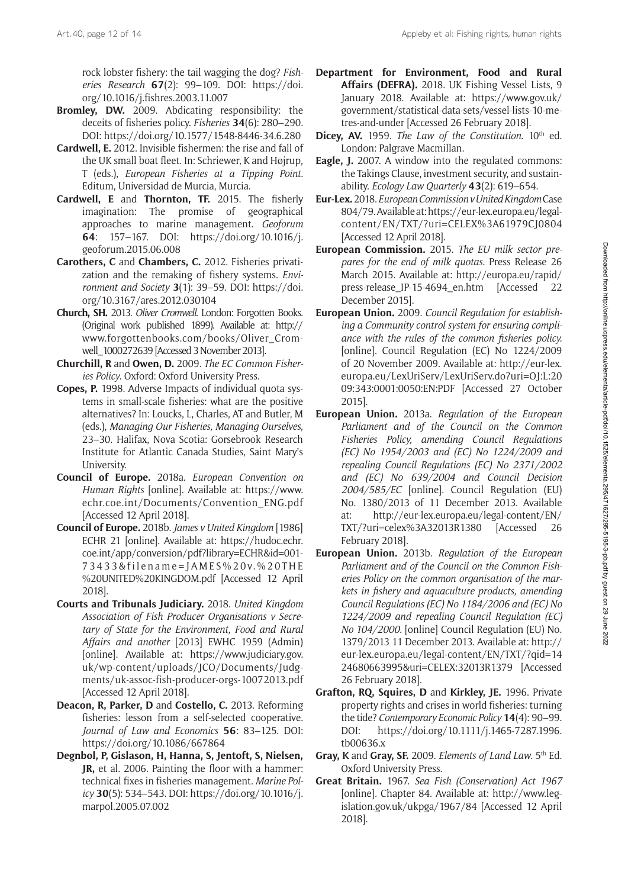rock lobster fishery: the tail wagging the dog? *Fisheries Research* **67**(2): 99–109. DOI: https://doi.org/10.1016/j.fishres.2003.11.007

**Bromley, DW.** 2009. Abdicating responsibility: the deceits of fisheries policy. *Fisheries* **34**(6): 280–290. DOI: https://doi.org/10.1577/1548-8446-34.6.280

**Cardwell, E.** 2012. Invisible fishermen: the rise and fall of the UK small boat fleet. In: Schriewer, K and Højrup, T (eds.), *European Fisheries at a Tipping Point*. Editum, Universidad de Murcia, Murcia.

**Cardwell, E** and **Thornton, TF.** 2015. The fisherly imagination: The promise of geographical approaches to marine management. *Geoforum* **64**: 157–167. DOI: https://doi.org/10.1016/j.geoforum.2015.06.008

**Carothers, C** and **Chambers, C.** 2012. Fisheries privatization and the remaking of fishery systems. *Environment and Society* **3**(1): 39–59. DOI: https://doi.org/10.3167/ares.2012.030104

**Church, SH.** 2013. *Oliver Cromwell*. London: Forgotten Books. (Original work published 1899). Available at: http://www.forgottenbooks.com/books/Oliver_Cromwell_1000272639 [Accessed 3 November 2013].

**Churchill, R** and **Owen, D.** 2009. *The EC Common Fisheries Policy*. Oxford: Oxford University Press.

**Copes, P.** 1998. Adverse Impacts of individual quota systems in small-scale fisheries: what are the positive alternatives? In: Loucks, L, Charles, AT and Butler, M (eds.), *Managing Our Fisheries, Managing Ourselves*, 23–30. Halifax, Nova Scotia: Gorsebrook Research Institute for Atlantic Canada Studies, Saint Mary's University.

**Council of Europe.** 2018a. *European Convention on Human Rights* [online]. Available at: https://www.echr.coe.int/Documents/Convention_ENG.pdf [Accessed 12 April 2018].

**Council of Europe.** 2018b. *James v United Kingdom* [1986] ECHR 21 [online]. Available at: https://hudoc.echr.coe.int/app/conversion/pdf?library=ECHR&id=001-73433&filename=JAMES%20v.%20THE%20UNITED%20KINGDOM.pdf [Accessed 12 April 2018].

**Courts and Tribunals Judiciary.** 2018. *United Kingdom Association of Fish Producer Organisations v Secretary of State for the Environment, Food and Rural Affairs and another* [2013] EWHC 1959 (Admin) [online]. Available at: https://www.judiciary.gov.uk/wp-content/uploads/JCO/Documents/Judgments/uk-assoc-fish-producer-orgs-10072013.pdf [Accessed 12 April 2018].

**Deacon, R, Parker, D** and **Costello, C.** 2013. Reforming fisheries: lesson from a self-selected cooperative. *Journal of Law and Economics* **56**: 83–125. DOI: https://doi.org/10.1086/667864

**Degnbol, P, Gislason, H, Hanna, S, Jentoft, S, Nielsen, JR,** et al. 2006. Painting the floor with a hammer: technical fixes in fisheries management. *Marine Policy* **30**(5): 534–543. DOI: https://doi.org/10.1016/j.marpol.2005.07.002

**Department for Environment, Food and Rural Affairs (DEFRA).** 2018. UK Fishing Vessel Lists, 9 January 2018. Available at: https://www.gov.uk/government/statistical-data-sets/vessel-lists-10-metres-and-under [Accessed 26 February 2018].

**Dicey, AV.** 1959. *The Law of the Constitution*. 10th ed. London: Palgrave Macmillan.

**Eagle, J.** 2007. A window into the regulated commons: the Takings Clause, investment security, and sustainability. *Ecology Law Quarterly* **43**(2): 619–654.

**Eur-Lex.** 2018. *European Commission v United Kingdom* Case 804/79. Available at: https://eur-lex.europa.eu/legal-content/EN/TXT/?uri=CELEX%3A61979CJ0804 [Accessed 12 April 2018].

**European Commission.** 2015. *The EU milk sector prepares for the end of milk quotas*. Press Release 26 March 2015. Available at: http://europa.eu/rapid/press-release_IP-15-4694_en.htm [Accessed 22 December 2015].

**European Union.** 2009. *Council Regulation for establishing a Community control system for ensuring compliance with the rules of the common fisheries policy.* [online]. Council Regulation (EC) No 1224/2009 of 20 November 2009. Available at: http://eur-lex.europa.eu/LexUriServ/LexUriServ.do?uri=OJ:L:2009:343:0001:0050:EN:PDF [Accessed 27 October 2015].

**European Union.** 2013a. *Regulation of the European Parliament and of the Council on the Common Fisheries Policy, amending Council Regulations (EC) No 1954/2003 and (EC) No 1224/2009 and repealing Council Regulations (EC) No 2371/2002 and (EC) No 639/2004 and Council Decision 2004/585/EC* [online]. Council Regulation (EU) No. 1380/2013 of 11 December 2013. Available at: http://eur-lex.europa.eu/legal-content/EN/TXT/?uri=celex%3A32013R1380 [Accessed 26 February 2018].

**European Union.** 2013b. *Regulation of the European Parliament and of the Council on the Common Fisheries Policy on the common organisation of the markets in fishery and aquaculture products, amending Council Regulations (EC) No 1184/2006 and (EC) No 1224/2009 and repealing Council Regulation (EC) No 104/2000.* [online] Council Regulation (EU) No. 1379/2013 11 December 2013. Available at: http://eur-lex.europa.eu/legal-content/EN/TXT/?qid=1424680663995&uri=CELEX:32013R1379 [Accessed 26 February 2018].

**Grafton, RQ, Squires, D** and **Kirkley, JE.** 1996. Private property rights and crises in world fisheries: turning the tide? *Contemporary Economic Policy* **14**(4): 90–99. DOI: https://doi.org/10.1111/j.1465-7287.1996.tb00636.x

**Gray, K** and **Gray, SF.** 2009. *Elements of Land Law*. 5th Ed. Oxford University Press.

**Great Britain.** 1967. *Sea Fish (Conservation) Act 1967* [online]. Chapter 84. Available at: http://www.legislation.gov.uk/ukpga/1967/84 [Accessed 12 April 2018].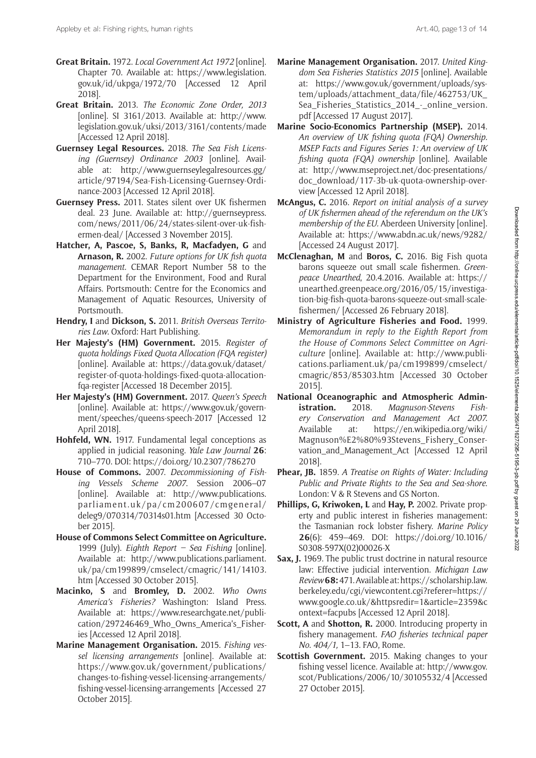**Great Britain.** 1972. *Local Government Act 1972* [online]. Chapter 70. Available at: https://www.legislation.gov.uk/id/ukpga/1972/70 [Accessed 12 April 2018].

**Great Britain.** 2013. *The Economic Zone Order, 2013* [online]. SI 3161/2013. Available at: http://www.legislation.gov.uk/uksi/2013/3161/contents/made [Accessed 12 April 2018].

**Guernsey Legal Resources.** 2018. *The Sea Fish Licensing (Guernsey) Ordinance 2003* [online]. Available at: http://www.guernseylegalresources.gg/article/97194/Sea-Fish-Licensing-Guernsey-Ordinance-2003 [Accessed 12 April 2018].

**Guernsey Press.** 2011. States silent over UK fishermen deal. 23 June. Available at: http://guernseypress.com/news/2011/06/24/states-silent-over-uk-fishermen-deal/ [Accessed 3 November 2015].

**Hatcher, A, Pascoe, S, Banks, R, Macfadyen, G** and **Arnason, R.** 2002. *Future options for UK fish quota management.* CEMAR Report Number 58 to the Department for the Environment, Food and Rural Affairs. Portsmouth: Centre for the Economics and Management of Aquatic Resources, University of Portsmouth.

**Hendry, I** and **Dickson, S.** 2011. *British Overseas Territories Law*. Oxford: Hart Publishing.

**Her Majesty's (HM) Government.** 2015. *Register of quota holdings Fixed Quota Allocation (FQA register)* [online]. Available at: https://data.gov.uk/dataset/register-of-quota-holdings-fixed-quota-allocation-fqa-register [Accessed 18 December 2015].

**Her Majesty's (HM) Government.** 2017. *Queen's Speech* [online]. Available at: https://www.gov.uk/government/speeches/queens-speech-2017 [Accessed 12 April 2018].

**Hohfeld, WN.** 1917. Fundamental legal conceptions as applied in judicial reasoning. *Yale Law Journal* **26**: 710–770. DOI: https://doi.org/10.2307/786270

**House of Commons.** 2007. *Decommissioning of Fishing Vessels Scheme 2007*. Session 2006–07 [online]. Available at: http://www.publications.parliament.uk/pa/cm200607/cmgeneral/deleg9/070314/70314s01.htm [Accessed 30 October 2015].

**House of Commons Select Committee on Agriculture.** 1999 (July). *Eighth Report – Sea Fishing* [online]. Available at: http://www.publications.parliament.uk/pa/cm199899/cmselect/cmagric/141/14103.htm [Accessed 30 October 2015].

**Macinko, S** and **Bromley, D.** 2002. *Who Owns America's Fisheries?* Washington: Island Press. Available at: https://www.researchgate.net/publication/297246469_Who_Owns_America's_Fisheries [Accessed 12 April 2018].

**Marine Management Organisation.** 2015. *Fishing vessel licensing arrangements* [online]. Available at: https://www.gov.uk/government/publications/changes-to-fishing-vessel-licensing-arrangements/fishing-vessel-licensing-arrangements [Accessed 27 October 2015].

**Marine Management Organisation.** 2017. *United Kingdom Sea Fisheries Statistics 2015* [online]. Available at: https://www.gov.uk/government/uploads/system/uploads/attachment_data/file/462753/UK_Sea_Fisheries_Statistics_2014_-_online_version.pdf [Accessed 17 August 2017].

**Marine Socio-Economics Partnership (MSEP).** 2014. *An overview of UK fishing quota (FQA) Ownership. MSEP Facts and Figures Series 1: An overview of UK fishing quota (FQA) ownership* [online]. Available at: http://www.mseproject.net/doc-presentations/doc_download/117-3b-uk-quota-ownership-overview [Accessed 12 April 2018].

**McAngus, C.** 2016. *Report on initial analysis of a survey of UK fishermen ahead of the referendum on the UK's membership of the EU.* Aberdeen University [online]. Available at: https://www.abdn.ac.uk/news/9282/ [Accessed 24 August 2017].

**McClenaghan, M** and **Boros, C.** 2016. Big Fish quota barons squeeze out small scale fishermen. *Greenpeace Unearthed*, 20.4.2016. Available at: https://unearthed.greenpeace.org/2016/05/15/investigation-big-fish-quota-barons-squeeze-out-small-scale-fishermen/ [Accessed 26 February 2018].

**Ministry of Agriculture Fisheries and Food.** 1999. *Memorandum in reply to the Eighth Report from the House of Commons Select Committee on Agriculture* [online]. Available at: http://www.publications.parliament.uk/pa/cm199899/cmselect/cmagric/853/85303.htm [Accessed 30 October 2015].

**National Oceanographic and Atmospheric Administration.** 2018. *Magnuson-Stevens Fishery Conservation and Management Act 2007.* Available at: https://en.wikipedia.org/wiki/Magnuson%E2%80%93Stevens_Fishery_Conservation_and_Management_Act [Accessed 12 April 2018].

**Phear, JB.** 1859. *A Treatise on Rights of Water: Including Public and Private Rights to the Sea and Sea-shore.* London: V & R Stevens and GS Norton.

**Phillips, G, Kriwoken, L** and **Hay, P.** 2002. Private property and public interest in fisheries management: the Tasmanian rock lobster fishery. *Marine Policy* **26**(6): 459–469. DOI: https://doi.org/10.1016/S0308-597X(02)00026-X

**Sax, J.** 1969. The public trust doctrine in natural resource law: Effective judicial intervention. *Michigan Law Review* **68**: 471. Available at: https://scholarship.law.berkeley.edu/cgi/viewcontent.cgi?referer=https://www.google.co.uk/&httpsredir=1&article=2359&context=facpubs [Accessed 12 April 2018].

**Scott, A** and **Shotton, R.** 2000. Introducing property in fishery management. *FAO fisheries technical paper No. 404/1,* 1–13. FAO, Rome.

**Scottish Government.** 2015. Making changes to your fishing vessel licence. Available at: http://www.gov.scot/Publications/2006/10/30105532/4 [Accessed 27 October 2015].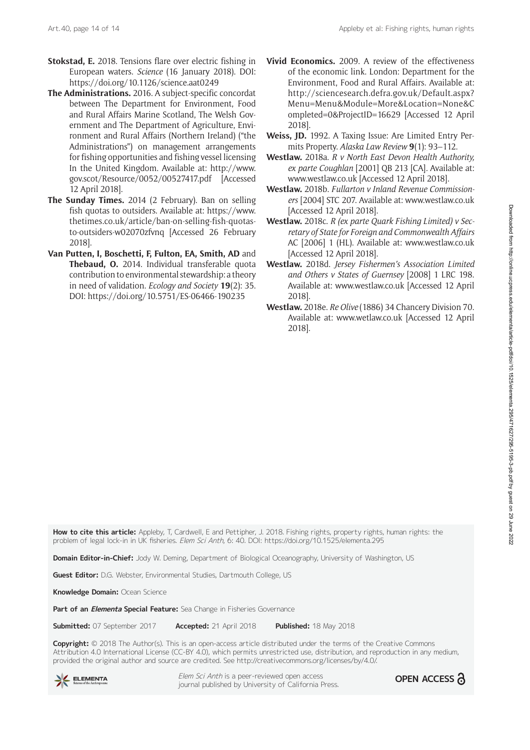**Stokstad, E.** 2018. Tensions flare over electric fishing in European waters. *Science* (16 January 2018). DOI: https://doi.org/10.1126/science.aat0249

**The Administrations.** 2016. A subject-specific concordat between The Department for Environment, Food and Rural Affairs Marine Scotland, The Welsh Government and The Department of Agriculture, Environment and Rural Affairs (Northern Ireland) ("the Administrations") on management arrangements for fishing opportunities and fishing vessel licensing In the United Kingdom. Available at: http://www.gov.scot/Resource/0052/00527417.pdf [Accessed 12 April 2018].

**The Sunday Times.** 2014 (2 February). Ban on selling fish quotas to outsiders. Available at: https://www.thetimes.co.uk/article/ban-on-selling-fish-quotas-to-outsiders-w02070zfvnq [Accessed 26 February 2018].

**Van Putten, I, Boschetti, F, Fulton, EA, Smith, AD** and **Thebaud, O.** 2014. Individual transferable quota contribution to environmental stewardship: a theory in need of validation. *Ecology and Society* **19**(2): 35. DOI: https://doi.org/10.5751/ES-06466-190235

**Vivid Economics.** 2009. A review of the effectiveness of the economic link. London: Department for the Environment, Food and Rural Affairs. Available at: http://sciencesearch.defra.gov.uk/Default.aspx?Menu=Menu&Module=More&Location=None&Completed=0&ProjectID=16629 [Accessed 12 April 2018].

**Weiss, JD.** 1992. A Taxing Issue: Are Limited Entry Permits Property. *Alaska Law Review* **9**(1): 93–112.

**Westlaw.** 2018a. *R v North East Devon Health Authority, ex parte Coughlan* [2001] QB 213 [CA]. Available at: www.westlaw.co.uk [Accessed 12 April 2018].

**Westlaw.** 2018b. *Fullarton v Inland Revenue Commissioners* [2004] STC 207. Available at: www.westlaw.co.uk [Accessed 12 April 2018].

**Westlaw.** 2018c. *R (ex parte Quark Fishing Limited) v Secretary of State for Foreign and Commonwealth Affairs* AC [2006] 1 (HL). Available at: www.westlaw.co.uk [Accessed 12 April 2018].

**Westlaw.** 2018d. *Jersey Fishermen's Association Limited and Others v States of Guernsey* [2008] 1 LRC 198. Available at: www.westlaw.co.uk [Accessed 12 April 2018].

**Westlaw.** 2018e. *Re Olive* (1886) 34 Chancery Division 70. Available at: www.wetlaw.co.uk [Accessed 12 April 2018].

**How to cite this article:** Appleby, T, Cardwell, E and Pettipher, J. 2018. Fishing rights, property rights, human rights: the problem of legal lock-in in UK fisheries. *Elem Sci Anth*, 6: 40. DOI: https://doi.org/10.1525/elementa.295

**Domain Editor-in-Chief:** Jody W. Deming, Department of Biological Oceanography, University of Washington, US

**Guest Editor:** D.G. Webster, Environmental Studies, Dartmouth College, US

**Knowledge Domain:** Ocean Science

**Part of an *Elementa* Special Feature:** Sea Change in Fisheries Governance

**Submitted:** 07 September 2017 **Accepted:** 21 April 2018 **Published:** 18 May 2018

**Copyright:** © 2018 The Author(s). This is an open-access article distributed under the terms of the Creative Commons Attribution 4.0 International License (CC-BY 4.0), which permits unrestricted use, distribution, and reproduction in any medium, provided the original author and source are credited. See http://creativecommons.org/licenses/by/4.0/.

*Elem Sci Anth* is a peer-reviewed open access journal published by University of California Press.

OPEN ACCESS